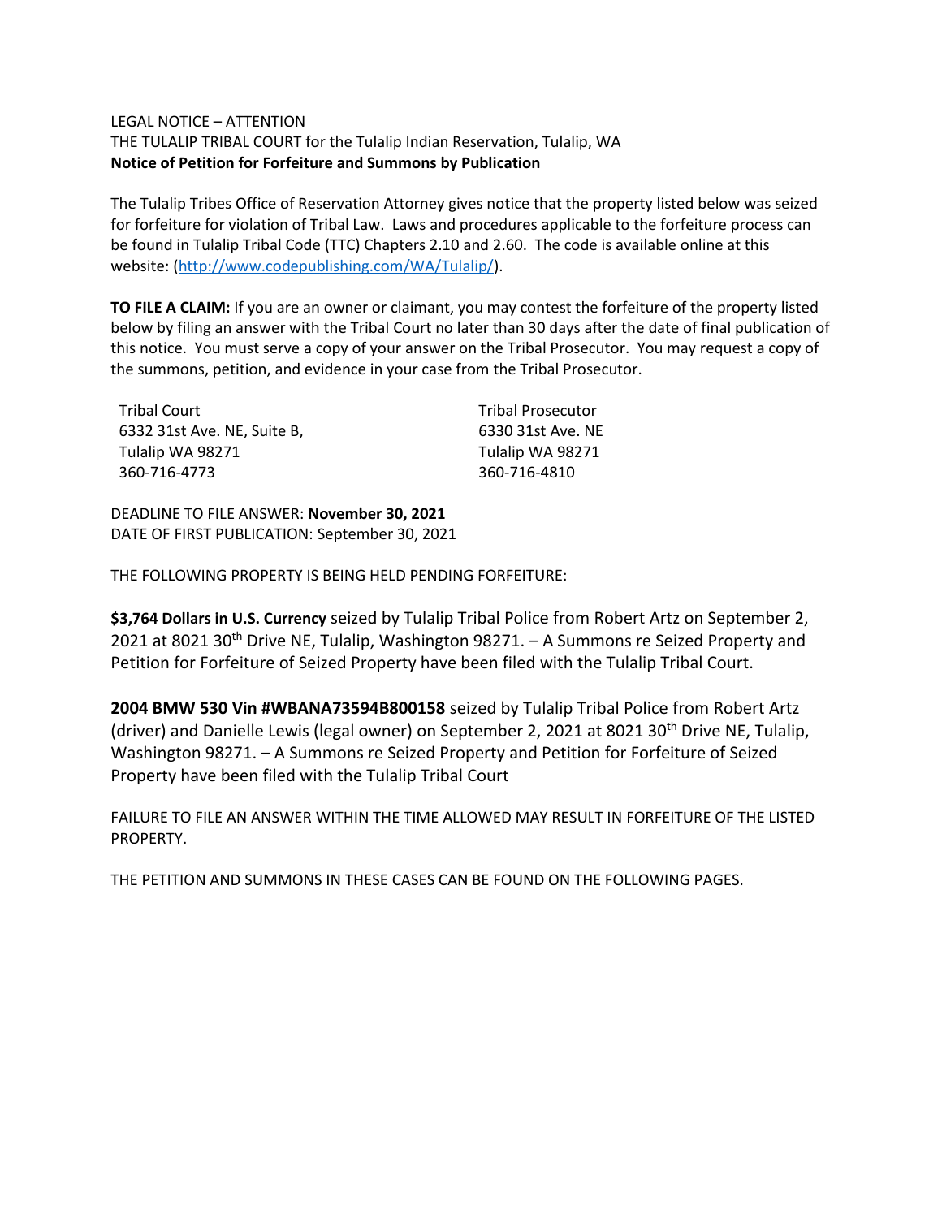LEGAL NOTICE – ATTENTION

THE TULALIP TRIBAL COURT for the Tulalip Indian Reservation, Tulalip, WA

**Notice of Petition for Forfeiture and Summons by Publication**

The Tulalip Tribes Office of Reservation Attorney gives notice that the property listed below was seized for forfeiture for violation of Tribal Law. Laws and procedures applicable to the forfeiture process can be found in Tulalip Tribal Code (TTC) Chapters 2.10 and 2.60. The code is available online at this website: (http://www.codepublishing.com/WA/Tulalip/).

**TO FILE A CLAIM:** If you are an owner or claimant, you may contest the forfeiture of the property listed below by filing an answer with the Tribal Court no later than 30 days after the date of final publication of this notice. You must serve a copy of your answer on the Tribal Prosecutor. You may request a copy of the summons, petition, and evidence in your case from the Tribal Prosecutor.

Tribal Court
6332 31st Ave. NE, Suite B,
Tulalip WA 98271
360-716-4773

Tribal Prosecutor
6330 31st Ave. NE
Tulalip WA 98271
360-716-4810

DEADLINE TO FILE ANSWER: **November 30, 2021**
DATE OF FIRST PUBLICATION: September 30, 2021

THE FOLLOWING PROPERTY IS BEING HELD PENDING FORFEITURE:

**$3,764 Dollars in U.S. Currency** seized by Tulalip Tribal Police from Robert Artz on September 2, 2021 at 8021 30th Drive NE, Tulalip, Washington 98271. – A Summons re Seized Property and Petition for Forfeiture of Seized Property have been filed with the Tulalip Tribal Court.

**2004 BMW 530 Vin #WBANA73594B800158** seized by Tulalip Tribal Police from Robert Artz (driver) and Danielle Lewis (legal owner) on September 2, 2021 at 8021 30th Drive NE, Tulalip, Washington 98271. – A Summons re Seized Property and Petition for Forfeiture of Seized Property have been filed with the Tulalip Tribal Court

FAILURE TO FILE AN ANSWER WITHIN THE TIME ALLOWED MAY RESULT IN FORFEITURE OF THE LISTED PROPERTY.

THE PETITION AND SUMMONS IN THESE CASES CAN BE FOUND ON THE FOLLOWING PAGES.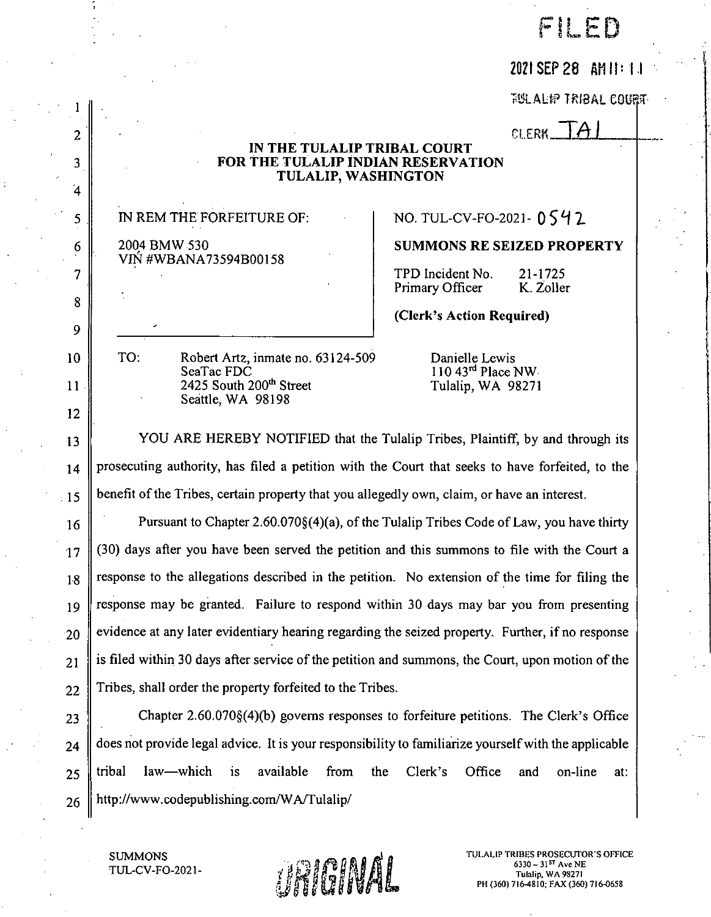FILED

2021 SEP 28 AM 11:11

TULALIP TRIBAL COURT

CLERK TAI

**IN THE TULALIP TRIBAL COURT**
**FOR THE TULALIP INDIAN RESERVATION**
**TULALIP, WASHINGTON**

| IN REM THE FORFEITURE OF: 2004 BMW 530 VIN #WBANA73594B00158 | NO. TUL-CV-FO-2021- 0542 **SUMMONS RE SEIZED PROPERTY** TPD Incident No. 21-1725 Primary Officer K. Zoller **(Clerk's Action Required)** |
|---|---|

TO: Robert Artz, inmate no. 63124-509
SeaTac FDC
2425 South 200th Street
Seattle, WA 98198

Danielle Lewis
110 43rd Place NW
Tulalip, WA 98271

YOU ARE HEREBY NOTIFIED that the Tulalip Tribes, Plaintiff, by and through its prosecuting authority, has filed a petition with the Court that seeks to have forfeited, to the benefit of the Tribes, certain property that you allegedly own, claim, or have an interest.

Pursuant to Chapter 2.60.070§(4)(a), of the Tulalip Tribes Code of Law, you have thirty (30) days after you have been served the petition and this summons to file with the Court a response to the allegations described in the petition. No extension of the time for filing the response may be granted. Failure to respond within 30 days may bar you from presenting evidence at any later evidentiary hearing regarding the seized property. Further, if no response is filed within 30 days after service of the petition and summons, the Court, upon motion of the Tribes, shall order the property forfeited to the Tribes.

Chapter 2.60.070§(4)(b) governs responses to forfeiture petitions. The Clerk's Office does not provide legal advice. It is your responsibility to familiarize yourself with the applicable tribal law—which is available from the Clerk's Office and on-line at: http://www.codepublishing.com/WA/Tulalip/

SUMMONS
TUL-CV-FO-2021-

ORIGINAL

TULALIP TRIBES PROSECUTOR'S OFFICE
6330 – 31ST Ave NE
Tulalip, WA 98271
PH (360) 716-4810; FAX (360) 716-0658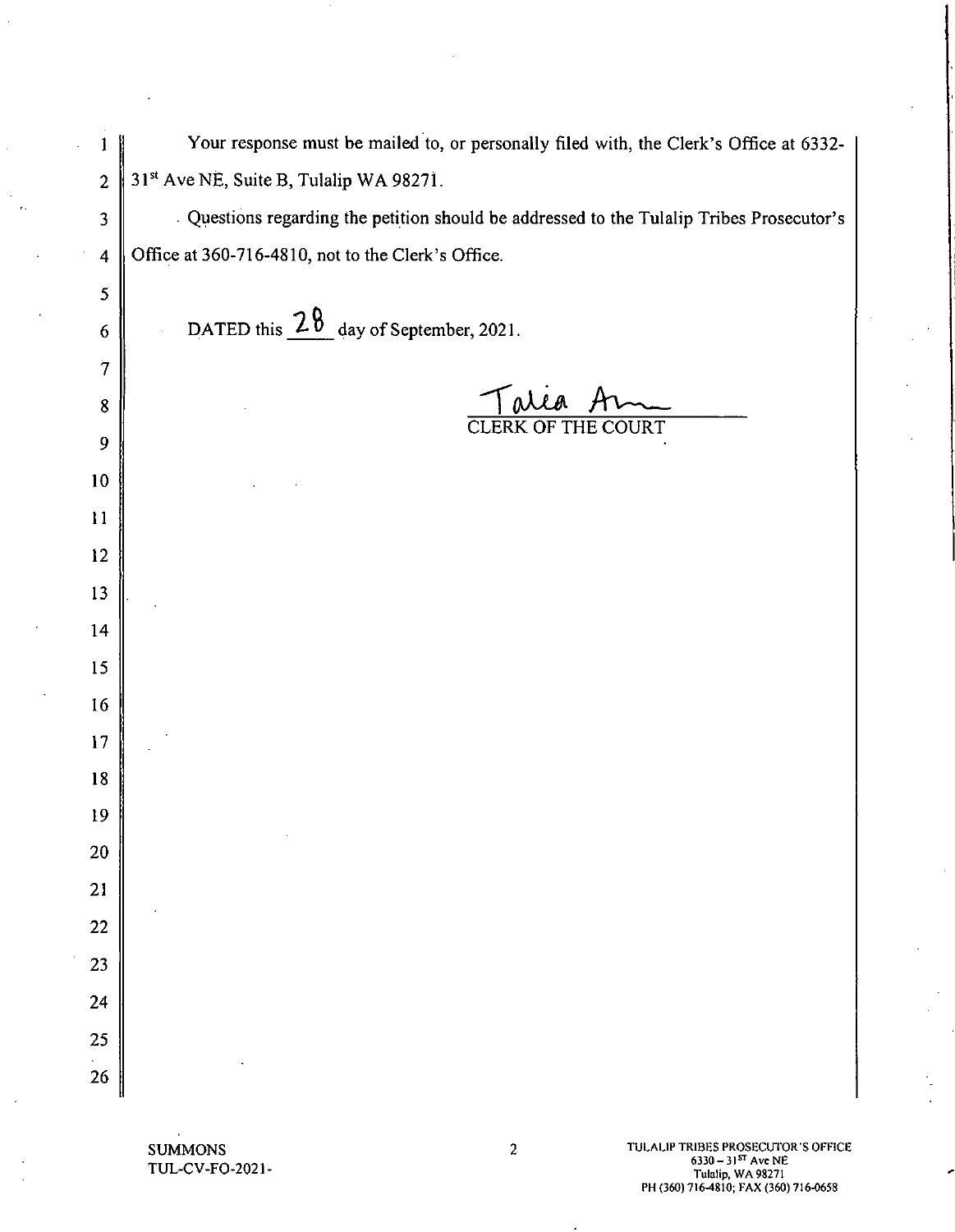Your response must be mailed to, or personally filed with, the Clerk's Office at 6332-31st Ave NE, Suite B, Tulalip WA 98271.

Questions regarding the petition should be addressed to the Tulalip Tribes Prosecutor's Office at 360-716-4810, not to the Clerk's Office.

DATED this 28 day of September, 2021.

Talia Am
CLERK OF THE COURT

SUMMONS
TUL-CV-FO-2021-

TULALIP TRIBES PROSECUTOR'S OFFICE
6330 – 31ST Ave NE
Tulalip, WA 98271
PH (360) 716-4810; FAX (360) 716-0658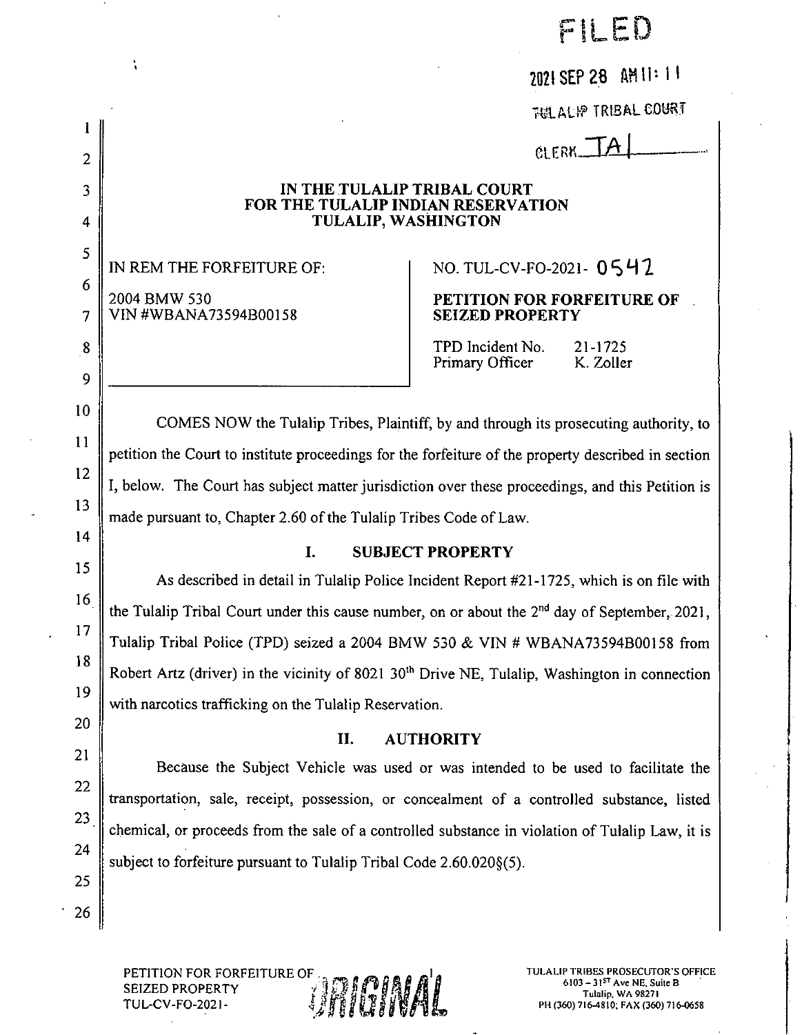FILED

2021 SEP 28 AM 11: 11

TULALIP TRIBAL COURT

CLERK TAL

**IN THE TULALIP TRIBAL COURT**
**FOR THE TULALIP INDIAN RESERVATION**
**TULALIP, WASHINGTON**

| | |
|---|---|
| IN REM THE FORFEITURE OF:<br><br>2004 BMW 530<br>VIN #WBANA73594B00158 | NO. TUL-CV-FO-2021- 0542<br><br>**PETITION FOR FORFEITURE OF SEIZED PROPERTY**<br><br>TPD Incident No. 21-1725<br>Primary Officer K. Zoller |

COMES NOW the Tulalip Tribes, Plaintiff, by and through its prosecuting authority, to petition the Court to institute proceedings for the forfeiture of the property described in section I, below. The Court has subject matter jurisdiction over these proceedings, and this Petition is made pursuant to, Chapter 2.60 of the Tulalip Tribes Code of Law.

## I. SUBJECT PROPERTY

As described in detail in Tulalip Police Incident Report #21-1725, which is on file with the Tulalip Tribal Court under this cause number, on or about the 2nd day of September, 2021, Tulalip Tribal Police (TPD) seized a 2004 BMW 530 & VIN # WBANA73594B00158 from Robert Artz (driver) in the vicinity of 8021 30th Drive NE, Tulalip, Washington in connection with narcotics trafficking on the Tulalip Reservation.

## II. AUTHORITY

Because the Subject Vehicle was used or was intended to be used to facilitate the transportation, sale, receipt, possession, or concealment of a controlled substance, listed chemical, or proceeds from the sale of a controlled substance in violation of Tulalip Law, it is subject to forfeiture pursuant to Tulalip Tribal Code 2.60.020§(5).

PETITION FOR FORFEITURE OF SEIZED PROPERTY
TUL-CV-FO-2021-

ORIGINAL

TULALIP TRIBES PROSECUTOR'S OFFICE
6103 – 31ST Ave NE, Suite B
Tulalip, WA 98271
PH (360) 716-4810; FAX (360) 716-0658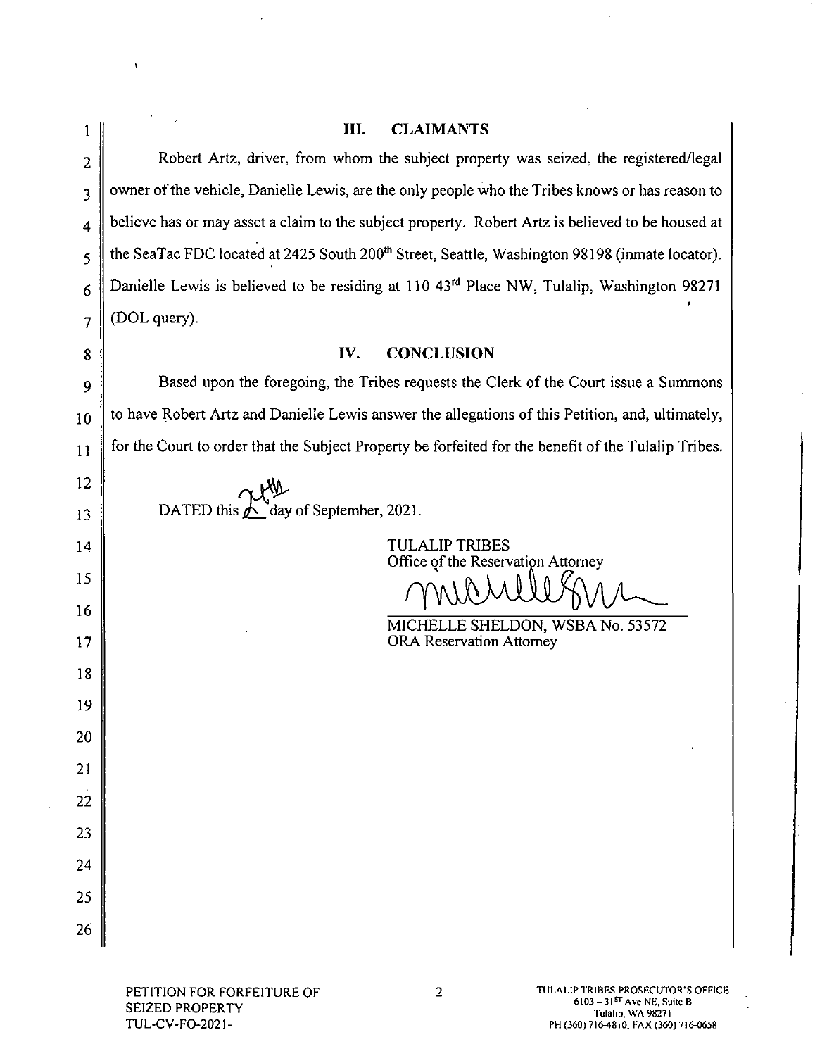## III. CLAIMANTS

Robert Artz, driver, from whom the subject property was seized, the registered/legal owner of the vehicle, Danielle Lewis, are the only people who the Tribes knows or has reason to believe has or may asset a claim to the subject property. Robert Artz is believed to be housed at the SeaTac FDC located at 2425 South 200th Street, Seattle, Washington 98198 (inmate locator). Danielle Lewis is believed to be residing at 110 43rd Place NW, Tulalip, Washington 98271 (DOL query).

## IV. CONCLUSION

Based upon the foregoing, the Tribes requests the Clerk of the Court issue a Summons to have Robert Artz and Danielle Lewis answer the allegations of this Petition, and, ultimately, for the Court to order that the Subject Property be forfeited for the benefit of the Tulalip Tribes.

DATED this 28th day of September, 2021.

TULALIP TRIBES
Office of the Reservation Attorney

MICHELLE SHELDON, WSBA No. 53572
ORA Reservation Attorney

PETITION FOR FORFEITURE OF SEIZED PROPERTY
TUL-CV-FO-2021-

TULALIP TRIBES PROSECUTOR'S OFFICE
6103 – 31ST Ave NE, Suite B
Tulalip, WA 98271
PH (360) 716-4810; FAX (360) 716-0658